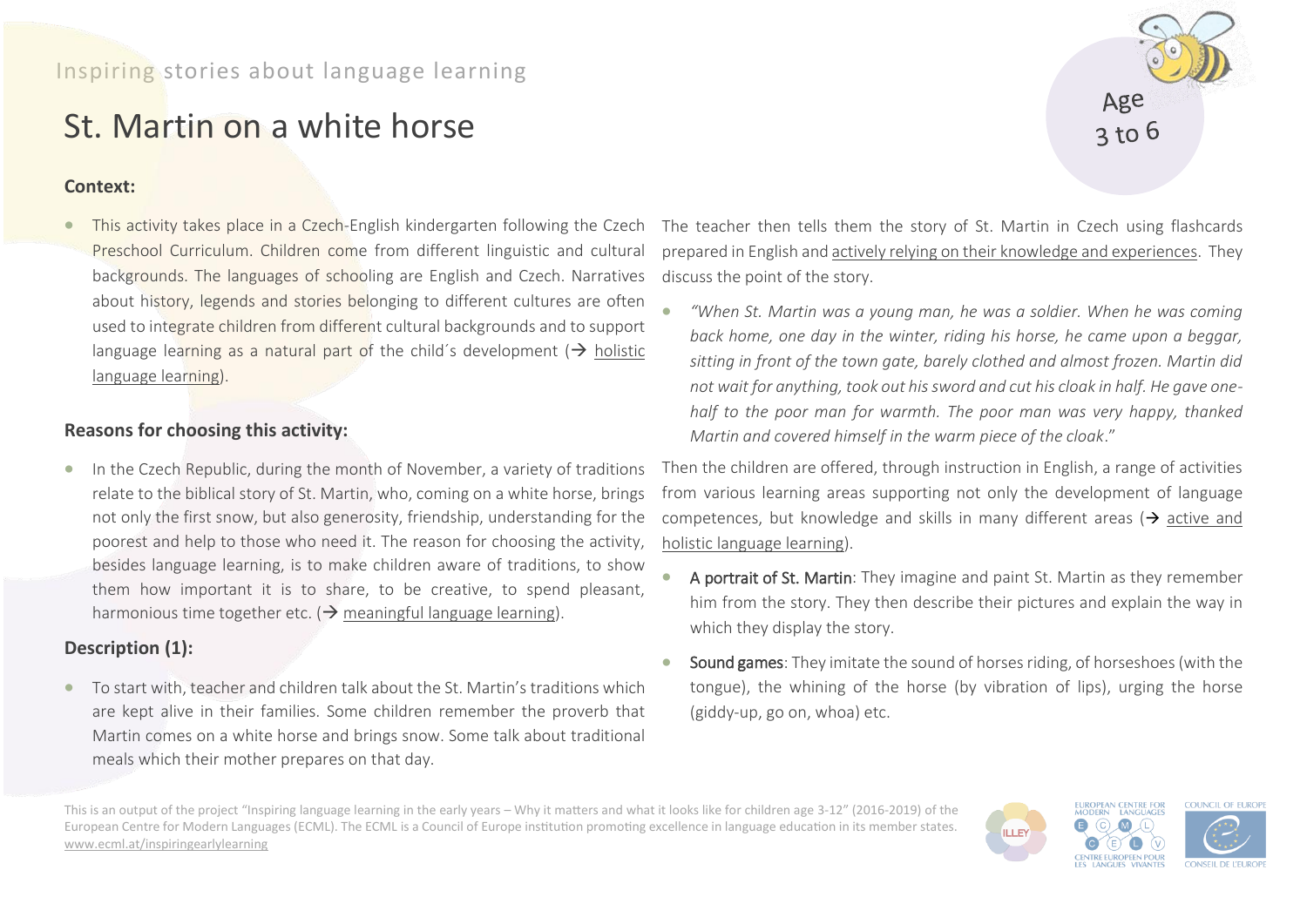Inspiring stories about language learning

# St. Martin on a white horse

Age 3 to 6

### Context:

- This activity takes place in a Czech-English kindergarten following the Czech Preschool Curriculum. Children come from different linguistic and cultural backgrounds. The languages of schooling are English and Czech. Narratives about history, legends and stories belonging to different cultures are often used to integrate children from different cultural backgrounds and to support language learning as a natural part of the child´s development (→ holistic language learning).

### Reasons for choosing this activity:

- In the Czech Republic, during the month of November, a variety of traditions relate to the biblical story of St. Martin, who, coming on a white horse, brings not only the first snow, but also generosity, friendship, understanding for the poorest and help to those who need it. The reason for choosing the activity, besides language learning, is to make children aware of traditions, to show them how important it is to share, to be creative, to spend pleasant, harmonious time together etc. (→ meaningful language learning).

### Description (1):

- To start with, teacher and children talk about the St. Martin's traditions which are kept alive in their families. Some children remember the proverb that Martin comes on a white horse and brings snow. Some talk about traditional meals which their mother prepares on that day.

The teacher then tells them the story of St. Martin in Czech using flashcards prepared in English and actively relying on their knowledge and experiences. They discuss the point of the story.

- *"When St. Martin was a young man, he was a soldier. When he was coming back home, one day in the winter, riding his horse, he came upon a beggar, sitting in front of the town gate, barely clothed and almost frozen. Martin did not wait for anything, took out his sword and cut his cloak in half. He gave one-half to the poor man for warmth. The poor man was very happy, thanked Martin and covered himself in the warm piece of the cloak*."

Then the children are offered, through instruction in English, a range of activities from various learning areas supporting not only the development of language competences, but knowledge and skills in many different areas (→ active and holistic language learning).

- A portrait of St. Martin: They imagine and paint St. Martin as they remember him from the story. They then describe their pictures and explain the way in which they display the story.
- Sound games: They imitate the sound of horses riding, of horseshoes (with the tongue), the whining of the horse (by vibration of lips), urging the horse (giddy-up, go on, whoa) etc.

This is an output of the project "Inspiring language learning in the early years – Why it matters and what it looks like for children age 3-12" (2016-2019) of the European Centre for Modern Languages (ECML). The ECML is a Council of Europe institution promoting excellence in language education in its member states. www.ecml.at/inspiringearlylearning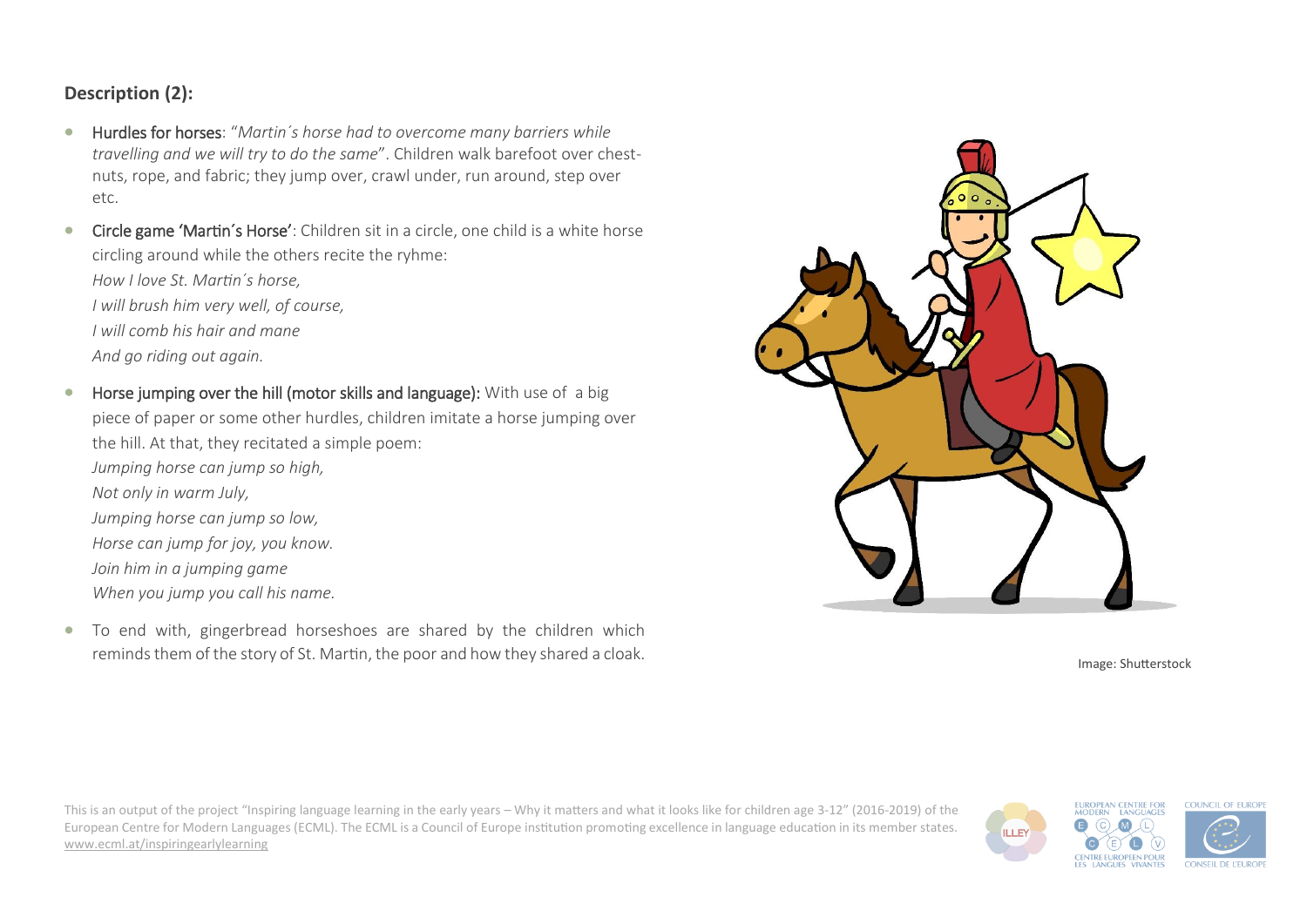## Description (2):

- Hurdles for horses: "*Martin´s horse had to overcome many barriers while travelling and we will try to do the same*". Children walk barefoot over chest-nuts, rope, and fabric; they jump over, crawl under, run around, step over etc.
- Circle game 'Martin´s Horse': Children sit in a circle, one child is a white horse circling around while the others recite the ryhme:
  *How I love St. Martin´s horse,*
  *I will brush him very well, of course,*
  *I will comb his hair and mane*
  *And go riding out again.*
- Horse jumping over the hill (motor skills and language): With use of a big piece of paper or some other hurdles, children imitate a horse jumping over the hill. At that, they recitated a simple poem:
  *Jumping horse can jump so high,*
  *Not only in warm July,*
  *Jumping horse can jump so low,*
  *Horse can jump for joy, you know.*
  *Join him in a jumping game*
  *When you jump you call his name.*
- To end with, gingerbread horseshoes are shared by the children which reminds them of the story of St. Martin, the poor and how they shared a cloak.

Image: Shutterstock

This is an output of the project "Inspiring language learning in the early years – Why it matters and what it looks like for children age 3-12" (2016-2019) of the European Centre for Modern Languages (ECML). The ECML is a Council of Europe institution promoting excellence in language education in its member states. www.ecml.at/inspiringearlylearning